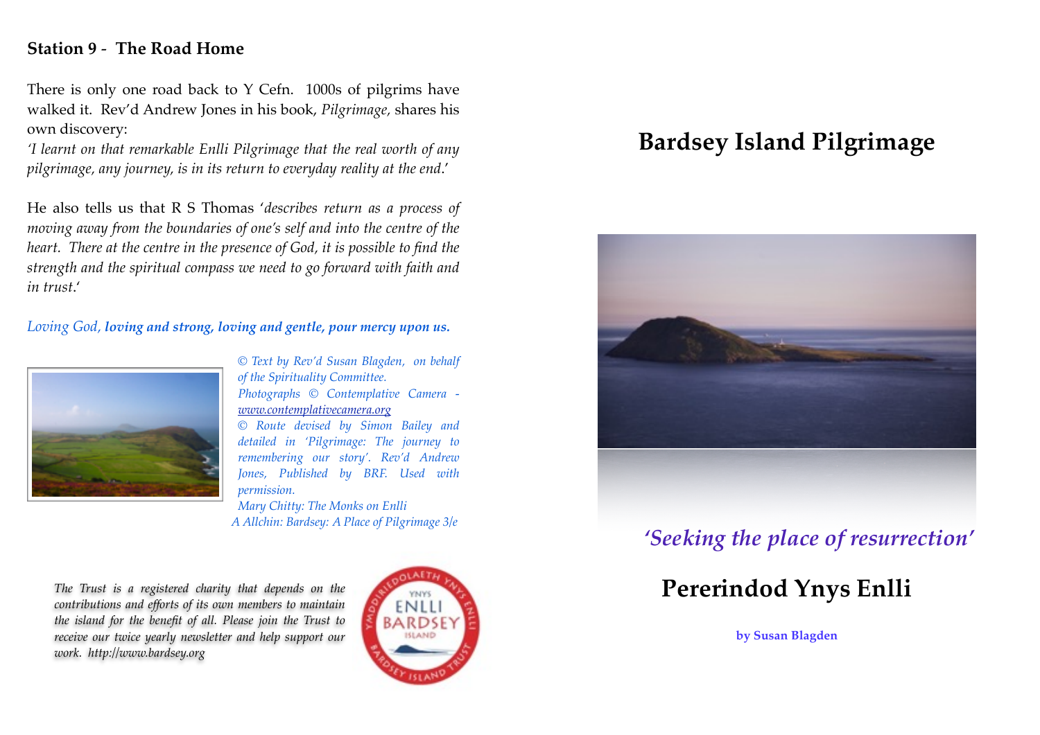## Station 9 - The Road Home

There is only one road back to Y Cefn. 1000s of pilgrims have walked it. Rev'd Andrew Jones in his book, *Pilgrimage,* shares his own discovery:

*'I learnt on that remarkable Enlli Pilgrimage that the real worth of any pilgrimage, any journey, is in its return to everyday reality at the end.'*

He also tells us that R S Thomas '*describes return as a process of moving away from the boundaries of one's self and into the centre of the heart. There at the centre in the presence of God, it is possible to find the strength and the spiritual compass we need to go forward with faith and in trust.*'

*Loving God,* ***loving and strong, loving and gentle, pour mercy upon us.***

*© Text by Rev'd Susan Blagden, on behalf of the Spirituality Committee.*
*Photographs © Contemplative Camera - www.contemplativecamera.org*
*© Route devised by Simon Bailey and detailed in 'Pilgrimage: The journey to remembering our story'. Rev'd Andrew Jones, Published by BRF. Used with permission.*
*Mary Chitty: The Monks on Enlli*
*A Allchin: Bardsey: A Place of Pilgrimage 3/e*

*The Trust is a registered charity that depends on the contributions and efforts of its own members to maintain the island for the benefit of all. Please join the Trust to receive our twice yearly newsletter and help support our work. http://www.bardsey.org*

YMDDIRIEDOLAETH YNYS ENLLI · YNYS ENLLI BARDSEY ISLAND · BARDSEY ISLAND TRUST

# Bardsey Island Pilgrimage

*'Seeking the place of resurrection'*

# Pererindod Ynys Enlli

**by Susan Blagden**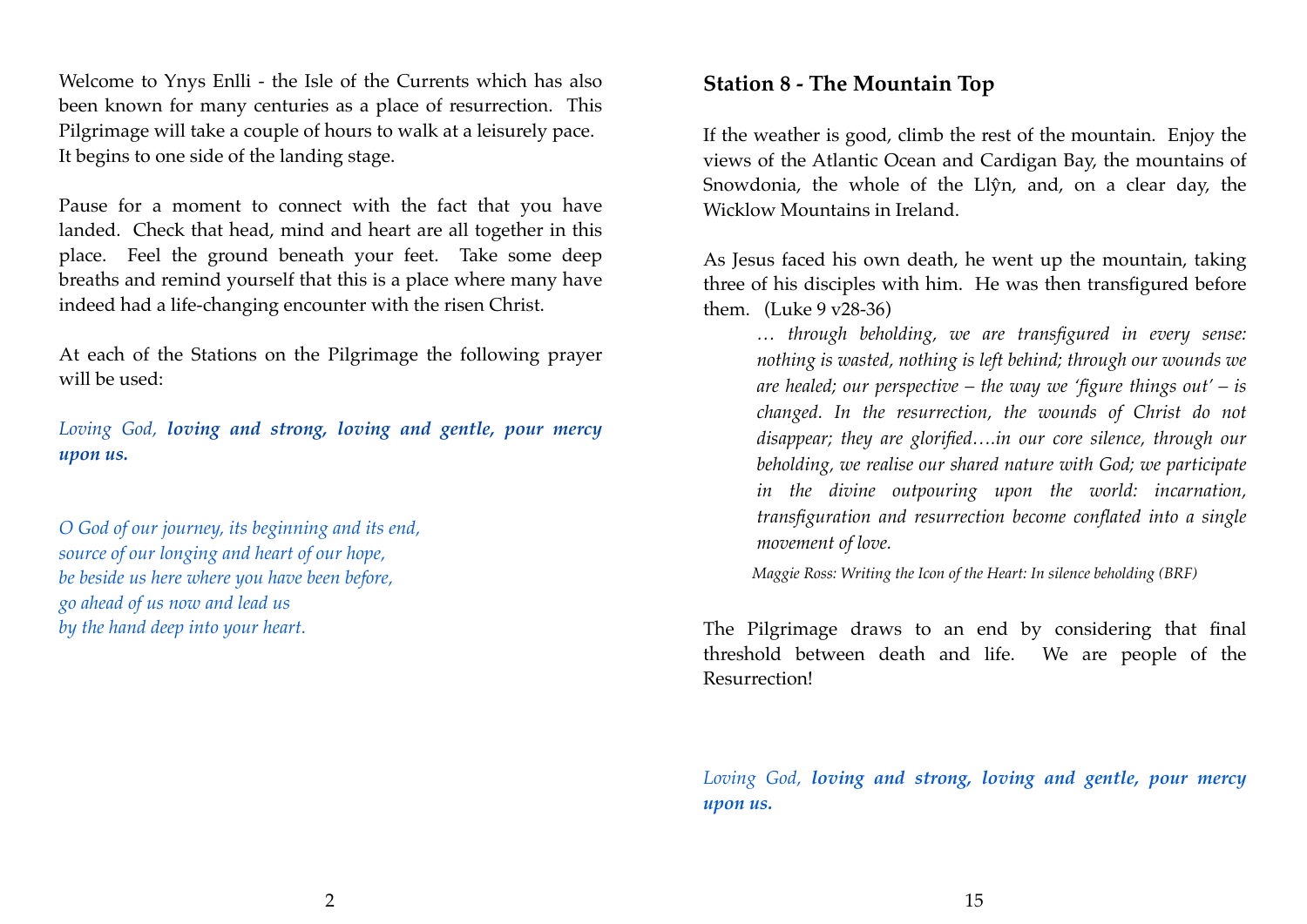Welcome to Ynys Enlli - the Isle of the Currents which has also been known for many centuries as a place of resurrection. This Pilgrimage will take a couple of hours to walk at a leisurely pace. It begins to one side of the landing stage.

Pause for a moment to connect with the fact that you have landed. Check that head, mind and heart are all together in this place. Feel the ground beneath your feet. Take some deep breaths and remind yourself that this is a place where many have indeed had a life-changing encounter with the risen Christ.

At each of the Stations on the Pilgrimage the following prayer will be used:

*Loving God,* ***loving and strong, loving and gentle, pour mercy upon us.***

*O God of our journey, its beginning and its end,*
*source of our longing and heart of our hope,*
*be beside us here where you have been before,*
*go ahead of us now and lead us*
*by the hand deep into your heart.*

## Station 8 - The Mountain Top

If the weather is good, climb the rest of the mountain. Enjoy the views of the Atlantic Ocean and Cardigan Bay, the mountains of Snowdonia, the whole of the Llŷn, and, on a clear day, the Wicklow Mountains in Ireland.

As Jesus faced his own death, he went up the mountain, taking three of his disciples with him. He was then transfigured before them. (Luke 9 v28-36)

> *… through beholding, we are transfigured in every sense: nothing is wasted, nothing is left behind; through our wounds we are healed; our perspective – the way we 'figure things out' – is changed. In the resurrection, the wounds of Christ do not disappear; they are glorified….in our core silence, through our beholding, we realise our shared nature with God; we participate in the divine outpouring upon the world: incarnation, transfiguration and resurrection become conflated into a single movement of love.*
>
> *Maggie Ross: Writing the Icon of the Heart: In silence beholding (BRF)*

The Pilgrimage draws to an end by considering that final threshold between death and life. We are people of the Resurrection!

*Loving God,* ***loving and strong, loving and gentle, pour mercy upon us.***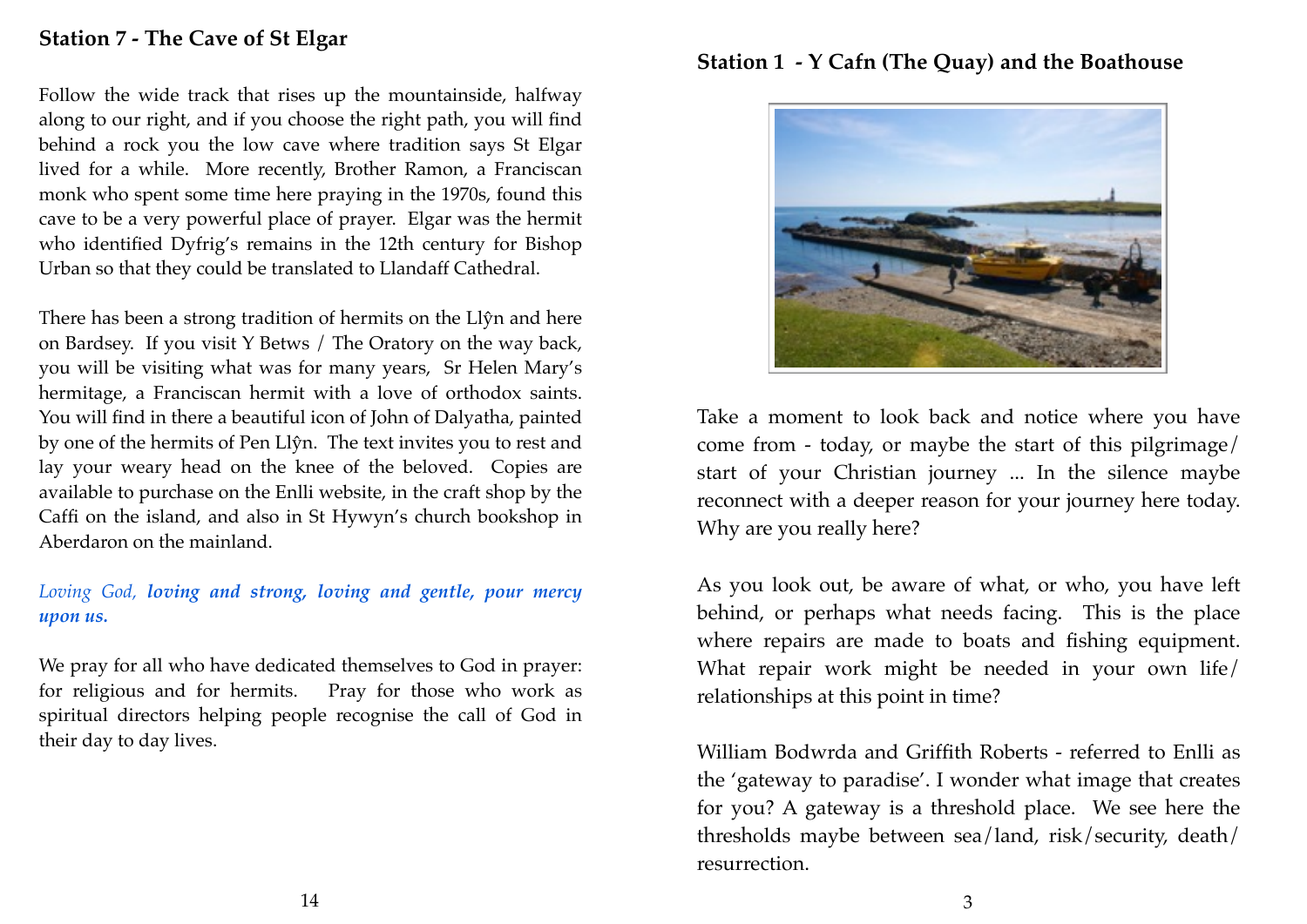## Station 7 - The Cave of St Elgar

Follow the wide track that rises up the mountainside, halfway along to our right, and if you choose the right path, you will find behind a rock you the low cave where tradition says St Elgar lived for a while. More recently, Brother Ramon, a Franciscan monk who spent some time here praying in the 1970s, found this cave to be a very powerful place of prayer. Elgar was the hermit who identified Dyfrig's remains in the 12th century for Bishop Urban so that they could be translated to Llandaff Cathedral.

There has been a strong tradition of hermits on the Llŷn and here on Bardsey. If you visit Y Betws / The Oratory on the way back, you will be visiting what was for many years, Sr Helen Mary's hermitage, a Franciscan hermit with a love of orthodox saints. You will find in there a beautiful icon of John of Dalyatha, painted by one of the hermits of Pen Llŷn. The text invites you to rest and lay your weary head on the knee of the beloved. Copies are available to purchase on the Enlli website, in the craft shop by the Caffi on the island, and also in St Hywyn's church bookshop in Aberdaron on the mainland.

*Loving God,* ***loving and strong, loving and gentle, pour mercy upon us.***

We pray for all who have dedicated themselves to God in prayer: for religious and for hermits. Pray for those who work as spiritual directors helping people recognise the call of God in their day to day lives.

## Station 1 - Y Cafn (The Quay) and the Boathouse

Take a moment to look back and notice where you have come from - today, or maybe the start of this pilgrimage/ start of your Christian journey ... In the silence maybe reconnect with a deeper reason for your journey here today. Why are you really here?

As you look out, be aware of what, or who, you have left behind, or perhaps what needs facing. This is the place where repairs are made to boats and fishing equipment. What repair work might be needed in your own life/ relationships at this point in time?

William Bodwrda and Griffith Roberts - referred to Enlli as the 'gateway to paradise'. I wonder what image that creates for you? A gateway is a threshold place. We see here the thresholds maybe between sea/land, risk/security, death/ resurrection.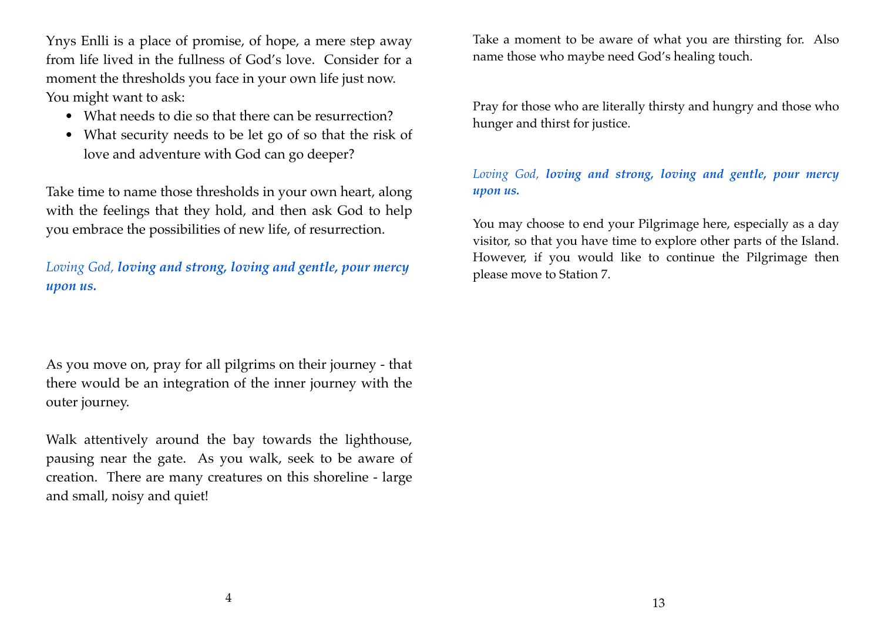Ynys Enlli is a place of promise, of hope, a mere step away from life lived in the fullness of God's love. Consider for a moment the thresholds you face in your own life just now. You might want to ask:

- What needs to die so that there can be resurrection?
- What security needs to be let go of so that the risk of love and adventure with God can go deeper?

Take time to name those thresholds in your own heart, along with the feelings that they hold, and then ask God to help you embrace the possibilities of new life, of resurrection.

*Loving God,* ***loving and strong, loving and gentle, pour mercy upon us.***

As you move on, pray for all pilgrims on their journey - that there would be an integration of the inner journey with the outer journey.

Walk attentively around the bay towards the lighthouse, pausing near the gate. As you walk, seek to be aware of creation. There are many creatures on this shoreline - large and small, noisy and quiet!

Take a moment to be aware of what you are thirsting for. Also name those who maybe need God's healing touch.

Pray for those who are literally thirsty and hungry and those who hunger and thirst for justice.

*Loving God,* ***loving and strong, loving and gentle, pour mercy upon us.***

You may choose to end your Pilgrimage here, especially as a day visitor, so that you have time to explore other parts of the Island. However, if you would like to continue the Pilgrimage then please move to Station 7.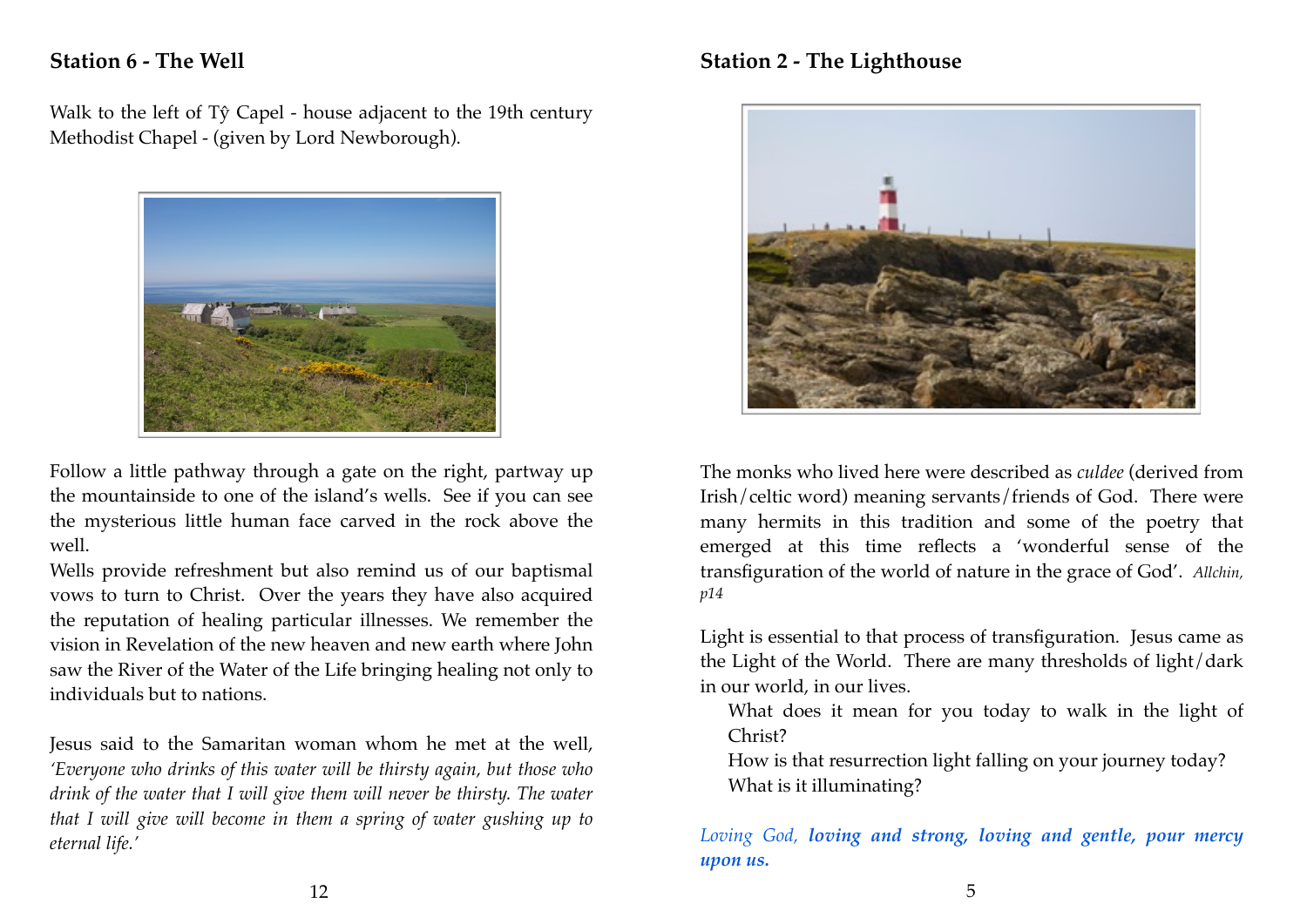## Station 6 - The Well

Walk to the left of Tŷ Capel - house adjacent to the 19th century Methodist Chapel - (given by Lord Newborough).

Follow a little pathway through a gate on the right, partway up the mountainside to one of the island's wells. See if you can see the mysterious little human face carved in the rock above the well.

Wells provide refreshment but also remind us of our baptismal vows to turn to Christ. Over the years they have also acquired the reputation of healing particular illnesses. We remember the vision in Revelation of the new heaven and new earth where John saw the River of the Water of the Life bringing healing not only to individuals but to nations.

Jesus said to the Samaritan woman whom he met at the well, *'Everyone who drinks of this water will be thirsty again, but those who drink of the water that I will give them will never be thirsty. The water that I will give will become in them a spring of water gushing up to eternal life.'*

## Station 2 - The Lighthouse

The monks who lived here were described as *culdee* (derived from Irish/celtic word) meaning servants/friends of God. There were many hermits in this tradition and some of the poetry that emerged at this time reflects a 'wonderful sense of the transfiguration of the world of nature in the grace of God'. *Allchin, p14*

Light is essential to that process of transfiguration. Jesus came as the Light of the World. There are many thresholds of light/dark in our world, in our lives.

What does it mean for you today to walk in the light of Christ?
How is that resurrection light falling on your journey today?
What is it illuminating?

*Loving God,* ***loving and strong, loving and gentle, pour mercy upon us.***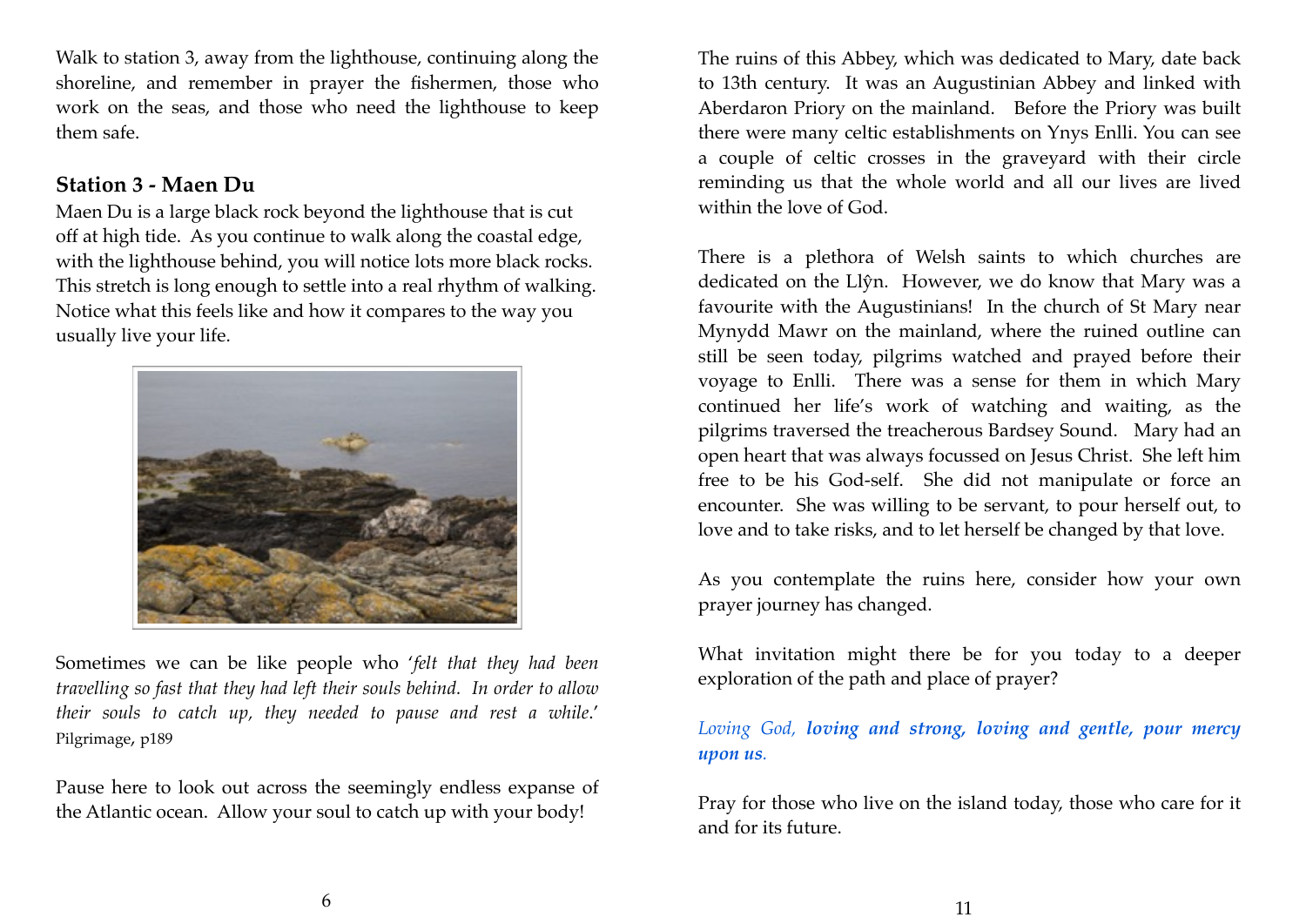Walk to station 3, away from the lighthouse, continuing along the shoreline, and remember in prayer the fishermen, those who work on the seas, and those who need the lighthouse to keep them safe.

### Station 3 - Maen Du

Maen Du is a large black rock beyond the lighthouse that is cut off at high tide. As you continue to walk along the coastal edge, with the lighthouse behind, you will notice lots more black rocks. This stretch is long enough to settle into a real rhythm of walking. Notice what this feels like and how it compares to the way you usually live your life.

Sometimes we can be like people who '*felt that they had been travelling so fast that they had left their souls behind. In order to allow their souls to catch up, they needed to pause and rest a while*.'
Pilgrimage, p189

Pause here to look out across the seemingly endless expanse of the Atlantic ocean. Allow your soul to catch up with your body!

The ruins of this Abbey, which was dedicated to Mary, date back to 13th century. It was an Augustinian Abbey and linked with Aberdaron Priory on the mainland. Before the Priory was built there were many celtic establishments on Ynys Enlli. You can see a couple of celtic crosses in the graveyard with their circle reminding us that the whole world and all our lives are lived within the love of God.

There is a plethora of Welsh saints to which churches are dedicated on the Llŷn. However, we do know that Mary was a favourite with the Augustinians! In the church of St Mary near Mynydd Mawr on the mainland, where the ruined outline can still be seen today, pilgrims watched and prayed before their voyage to Enlli. There was a sense for them in which Mary continued her life's work of watching and waiting, as the pilgrims traversed the treacherous Bardsey Sound. Mary had an open heart that was always focussed on Jesus Christ. She left him free to be his God-self. She did not manipulate or force an encounter. She was willing to be servant, to pour herself out, to love and to take risks, and to let herself be changed by that love.

As you contemplate the ruins here, consider how your own prayer journey has changed.

What invitation might there be for you today to a deeper exploration of the path and place of prayer?

*Loving God,* ***loving and strong, loving and gentle, pour mercy upon us****.*

Pray for those who live on the island today, those who care for it and for its future.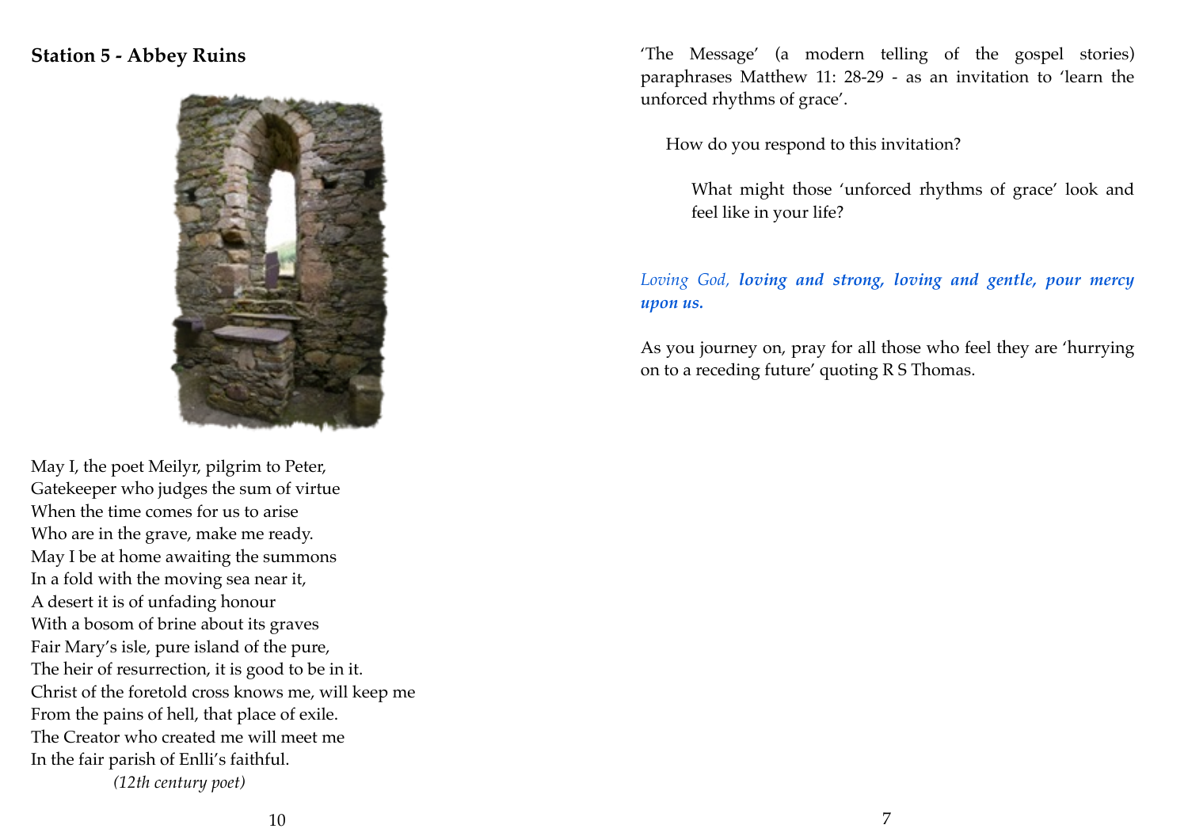## Station 5 - Abbey Ruins

May I, the poet Meilyr, pilgrim to Peter,
Gatekeeper who judges the sum of virtue
When the time comes for us to arise
Who are in the grave, make me ready.
May I be at home awaiting the summons
In a fold with the moving sea near it,
A desert it is of unfading honour
With a bosom of brine about its graves
Fair Mary's isle, pure island of the pure,
The heir of resurrection, it is good to be in it.
Christ of the foretold cross knows me, will keep me
From the pains of hell, that place of exile.
The Creator who created me will meet me
In the fair parish of Enlli's faithful.

*(12th century poet)*

'The Message' (a modern telling of the gospel stories) paraphrases Matthew 11: 28-29 - as an invitation to 'learn the unforced rhythms of grace'.

How do you respond to this invitation?

What might those 'unforced rhythms of grace' look and feel like in your life?

*Loving God,* ***loving and strong, loving and gentle, pour mercy upon us.***

As you journey on, pray for all those who feel they are 'hurrying on to a receding future' quoting R S Thomas.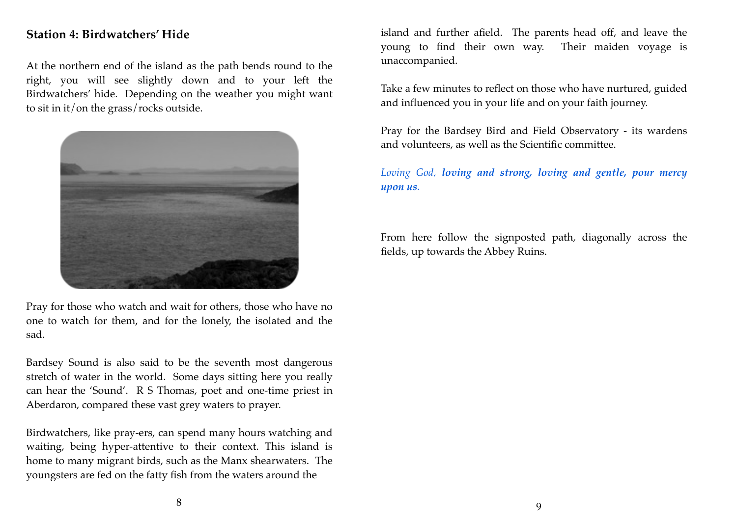## Station 4: Birdwatchers' Hide

At the northern end of the island as the path bends round to the right, you will see slightly down and to your left the Birdwatchers' hide. Depending on the weather you might want to sit in it/on the grass/rocks outside.

Pray for those who watch and wait for others, those who have no one to watch for them, and for the lonely, the isolated and the sad.

Bardsey Sound is also said to be the seventh most dangerous stretch of water in the world. Some days sitting here you really can hear the 'Sound'. R S Thomas, poet and one-time priest in Aberdaron, compared these vast grey waters to prayer.

Birdwatchers, like pray-ers, can spend many hours watching and waiting, being hyper-attentive to their context. This island is home to many migrant birds, such as the Manx shearwaters. The youngsters are fed on the fatty fish from the waters around the island and further afield. The parents head off, and leave the young to find their own way. Their maiden voyage is unaccompanied.

Take a few minutes to reflect on those who have nurtured, guided and influenced you in your life and on your faith journey.

Pray for the Bardsey Bird and Field Observatory - its wardens and volunteers, as well as the Scientific committee.

*Loving God,* ***loving and strong, loving and gentle, pour mercy upon us****.*

From here follow the signposted path, diagonally across the fields, up towards the Abbey Ruins.